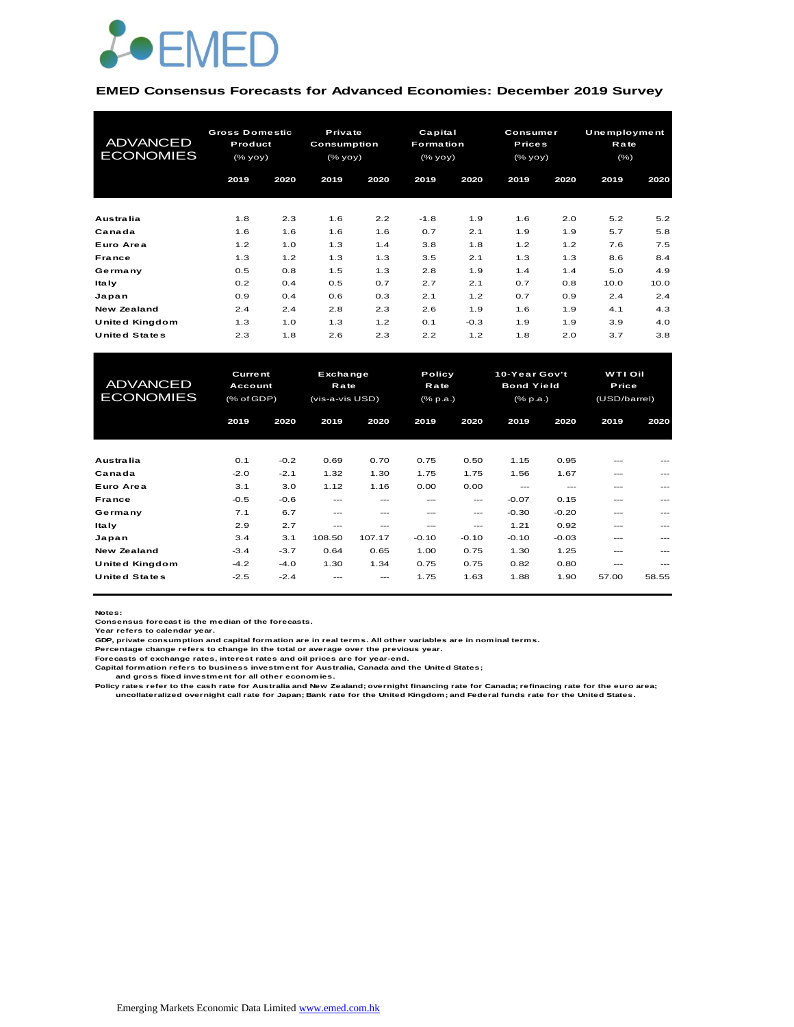EMED

## EMED Consensus Forecasts for Advanced Economies: December 2019 Survey

| ADVANCED ECONOMIES | Gross Domestic Product (% yoy) | | Private Consumption (% yoy) | | Capital Formation (% yoy) | | Consumer Prices (% yoy) | | Unemployment Rate (%) | |
|---|---|---|---|---|---|---|---|---|---|---|
| | 2019 | 2020 | 2019 | 2020 | 2019 | 2020 | 2019 | 2020 | 2019 | 2020 |
| Australia | 1.8 | 2.3 | 1.6 | 2.2 | -1.8 | 1.9 | 1.6 | 2.0 | 5.2 | 5.2 |
| Canada | 1.6 | 1.6 | 1.6 | 1.6 | 0.7 | 2.1 | 1.9 | 1.9 | 5.7 | 5.8 |
| Euro Area | 1.2 | 1.0 | 1.3 | 1.4 | 3.8 | 1.8 | 1.2 | 1.2 | 7.6 | 7.5 |
| France | 1.3 | 1.2 | 1.3 | 1.3 | 3.5 | 2.1 | 1.3 | 1.3 | 8.6 | 8.4 |
| Germany | 0.5 | 0.8 | 1.5 | 1.3 | 2.8 | 1.9 | 1.4 | 1.4 | 5.0 | 4.9 |
| Italy | 0.2 | 0.4 | 0.5 | 0.7 | 2.7 | 2.1 | 0.7 | 0.8 | 10.0 | 10.0 |
| Japan | 0.9 | 0.4 | 0.6 | 0.3 | 2.1 | 1.2 | 0.7 | 0.9 | 2.4 | 2.4 |
| New Zealand | 2.4 | 2.4 | 2.8 | 2.3 | 2.6 | 1.9 | 1.6 | 1.9 | 4.1 | 4.3 |
| United Kingdom | 1.3 | 1.0 | 1.3 | 1.2 | 0.1 | -0.3 | 1.9 | 1.9 | 3.9 | 4.0 |
| United States | 2.3 | 1.8 | 2.6 | 2.3 | 2.2 | 1.2 | 1.8 | 2.0 | 3.7 | 3.8 |

| ADVANCED ECONOMIES | Current Account (% of GDP) | | Exchange Rate (vis-a-vis USD) | | Policy Rate (% p.a.) | | 10-Year Gov't Bond Yield (% p.a.) | | WTI Oil Price (USD/barrel) | |
|---|---|---|---|---|---|---|---|---|---|---|
| | 2019 | 2020 | 2019 | 2020 | 2019 | 2020 | 2019 | 2020 | 2019 | 2020 |
| Australia | 0.1 | -0.2 | 0.69 | 0.70 | 0.75 | 0.50 | 1.15 | 0.95 | --- | --- |
| Canada | -2.0 | -2.1 | 1.32 | 1.30 | 1.75 | 1.75 | 1.56 | 1.67 | --- | --- |
| Euro Area | 3.1 | 3.0 | 1.12 | 1.16 | 0.00 | 0.00 | --- | --- | --- | --- |
| France | -0.5 | -0.6 | --- | --- | --- | --- | -0.07 | 0.15 | --- | --- |
| Germany | 7.1 | 6.7 | --- | --- | --- | --- | -0.30 | -0.20 | --- | --- |
| Italy | 2.9 | 2.7 | --- | --- | --- | --- | 1.21 | 0.92 | --- | --- |
| Japan | 3.4 | 3.1 | 108.50 | 107.17 | -0.10 | -0.10 | -0.10 | -0.03 | --- | --- |
| New Zealand | -3.4 | -3.7 | 0.64 | 0.65 | 1.00 | 0.75 | 1.30 | 1.25 | --- | --- |
| United Kingdom | -4.2 | -4.0 | 1.30 | 1.34 | 0.75 | 0.75 | 0.82 | 0.80 | --- | --- |
| United States | -2.5 | -2.4 | --- | --- | 1.75 | 1.63 | 1.88 | 1.90 | 57.00 | 58.55 |

Notes:
Consensus forecast is the median of the forecasts.
Year refers to calendar year.
GDP, private consumption and capital formation are in real terms. All other variables are in nominal terms.
Percentage change refers to change in the total or average over the previous year.
Forecasts of exchange rates, interest rates and oil prices are for year-end.
Capital formation refers to business investment for Australia, Canada and the United States;
  and gross fixed investment for all other economies.
Policy rates refer to the cash rate for Australia and New Zealand; overnight financing rate for Canada; refinacing rate for the euro area;
  uncollateralized overnight call rate for Japan; Bank rate for the United Kingdom; and Federal funds rate for the United States.

Emerging Markets Economic Data Limited www.emed.com.hk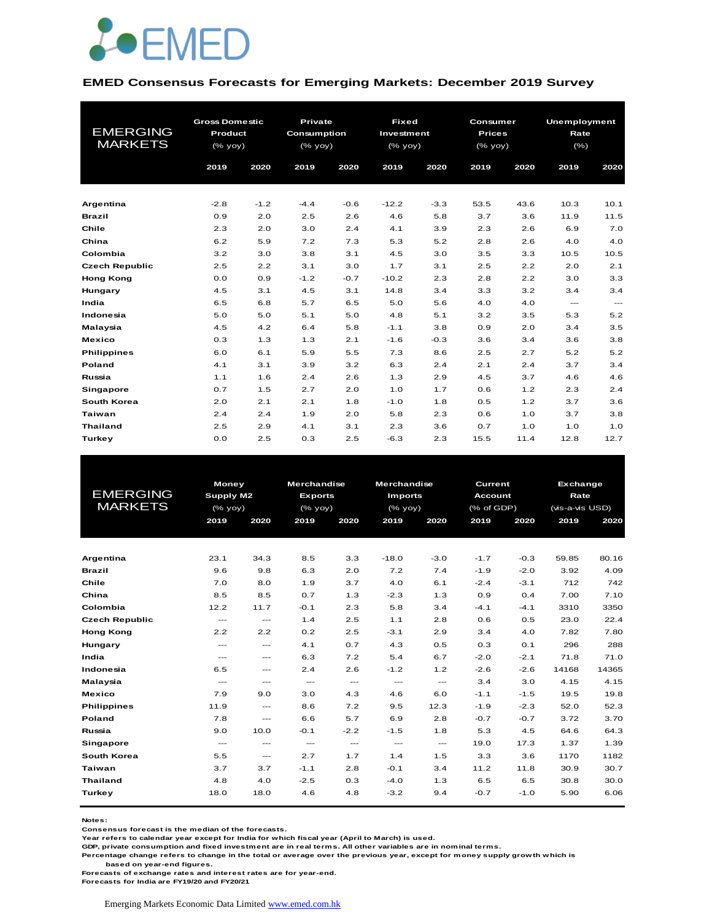EMED

## EMED Consensus Forecasts for Emerging Markets: December 2019 Survey

| EMERGING MARKETS | Gross Domestic Product (% yoy) | | Private Consumption (% yoy) | | Fixed Investment (% yoy) | | Consumer Prices (% yoy) | | Unemployment Rate (%) | |
|---|---|---|---|---|---|---|---|---|---|---|
| | 2019 | 2020 | 2019 | 2020 | 2019 | 2020 | 2019 | 2020 | 2019 | 2020 |
| **Argentina** | -2.8 | -1.2 | -4.4 | -0.6 | -12.2 | -3.3 | 53.5 | 43.6 | 10.3 | 10.1 |
| **Brazil** | 0.9 | 2.0 | 2.5 | 2.6 | 4.6 | 5.8 | 3.7 | 3.6 | 11.9 | 11.5 |
| **Chile** | 2.3 | 2.0 | 3.0 | 2.4 | 4.1 | 3.9 | 2.3 | 2.6 | 6.9 | 7.0 |
| **China** | 6.2 | 5.9 | 7.2 | 7.3 | 5.3 | 5.2 | 2.8 | 2.6 | 4.0 | 4.0 |
| **Colombia** | 3.2 | 3.0 | 3.8 | 3.1 | 4.5 | 3.0 | 3.5 | 3.3 | 10.5 | 10.5 |
| **Czech Republic** | 2.5 | 2.2 | 3.1 | 3.0 | 1.7 | 3.1 | 2.5 | 2.2 | 2.0 | 2.1 |
| **Hong Kong** | 0.0 | 0.9 | -1.2 | -0.7 | -10.2 | 2.3 | 2.8 | 2.2 | 3.0 | 3.3 |
| **Hungary** | 4.5 | 3.1 | 4.5 | 3.1 | 14.8 | 3.4 | 3.3 | 3.2 | 3.4 | 3.4 |
| **India** | 6.5 | 6.8 | 5.7 | 6.5 | 5.0 | 5.6 | 4.0 | 4.0 | --- | --- |
| **Indonesia** | 5.0 | 5.0 | 5.1 | 5.0 | 4.8 | 5.1 | 3.2 | 3.5 | 5.3 | 5.2 |
| **Malaysia** | 4.5 | 4.2 | 6.4 | 5.8 | -1.1 | 3.8 | 0.9 | 2.0 | 3.4 | 3.5 |
| **Mexico** | 0.3 | 1.3 | 1.3 | 2.1 | -1.6 | -0.3 | 3.6 | 3.4 | 3.6 | 3.8 |
| **Philippines** | 6.0 | 6.1 | 5.9 | 5.5 | 7.3 | 8.6 | 2.5 | 2.7 | 5.2 | 5.2 |
| **Poland** | 4.1 | 3.1 | 3.9 | 3.2 | 6.3 | 2.4 | 2.1 | 2.4 | 3.7 | 3.4 |
| **Russia** | 1.1 | 1.6 | 2.4 | 2.6 | 1.3 | 2.9 | 4.5 | 3.7 | 4.6 | 4.6 |
| **Singapore** | 0.7 | 1.5 | 2.7 | 2.0 | 1.0 | 1.7 | 0.6 | 1.2 | 2.3 | 2.4 |
| **South Korea** | 2.0 | 2.1 | 2.1 | 1.8 | -1.0 | 1.8 | 0.5 | 1.2 | 3.7 | 3.6 |
| **Taiwan** | 2.4 | 2.4 | 1.9 | 2.0 | 5.8 | 2.3 | 0.6 | 1.0 | 3.7 | 3.8 |
| **Thailand** | 2.5 | 2.9 | 4.1 | 3.1 | 2.3 | 3.6 | 0.7 | 1.0 | 1.0 | 1.0 |
| **Turkey** | 0.0 | 2.5 | 0.3 | 2.5 | -6.3 | 2.3 | 15.5 | 11.4 | 12.8 | 12.7 |

| EMERGING MARKETS | Money Supply M2 (% yoy) | | Merchandise Exports (% yoy) | | Merchandise Imports (% yoy) | | Current Account (% of GDP) | | Exchange Rate (vis-a-vis USD) | |
|---|---|---|---|---|---|---|---|---|---|---|
| | 2019 | 2020 | 2019 | 2020 | 2019 | 2020 | 2019 | 2020 | 2019 | 2020 |
| **Argentina** | 23.1 | 34.3 | 8.5 | 3.3 | -18.0 | -3.0 | -1.7 | -0.3 | 59.85 | 80.16 |
| **Brazil** | 9.6 | 9.8 | 6.3 | 2.0 | 7.2 | 7.4 | -1.9 | -2.0 | 3.92 | 4.09 |
| **Chile** | 7.0 | 8.0 | 1.9 | 3.7 | 4.0 | 6.1 | -2.4 | -3.1 | 712 | 742 |
| **China** | 8.5 | 8.5 | 0.7 | 1.3 | -2.3 | 1.3 | 0.9 | 0.4 | 7.00 | 7.10 |
| **Colombia** | 12.2 | 11.7 | -0.1 | 2.3 | 5.8 | 3.4 | -4.1 | -4.1 | 3310 | 3350 |
| **Czech Republic** | --- | --- | 1.4 | 2.5 | 1.1 | 2.8 | 0.6 | 0.5 | 23.0 | 22.4 |
| **Hong Kong** | 2.2 | 2.2 | 0.2 | 2.5 | -3.1 | 2.9 | 3.4 | 4.0 | 7.82 | 7.80 |
| **Hungary** | --- | --- | 4.1 | 0.7 | 4.3 | 0.5 | 0.3 | 0.1 | 296 | 288 |
| **India** | --- | --- | 6.3 | 7.2 | 5.4 | 6.7 | -2.0 | -2.1 | 71.8 | 71.0 |
| **Indonesia** | 6.5 | --- | 2.4 | 2.6 | -1.2 | 1.2 | -2.6 | -2.6 | 14168 | 14365 |
| **Malaysia** | --- | --- | --- | --- | --- | --- | 3.4 | 3.0 | 4.15 | 4.15 |
| **Mexico** | 7.9 | 9.0 | 3.0 | 4.3 | 4.6 | 6.0 | -1.1 | -1.5 | 19.5 | 19.8 |
| **Philippines** | 11.9 | --- | 8.6 | 7.2 | 9.5 | 12.3 | -1.9 | -2.3 | 52.0 | 52.3 |
| **Poland** | 7.8 | --- | 6.6 | 5.7 | 6.9 | 2.8 | -0.7 | -0.7 | 3.72 | 3.70 |
| **Russia** | 9.0 | 10.0 | -0.1 | -2.2 | -1.5 | 1.8 | 5.3 | 4.5 | 64.6 | 64.3 |
| **Singapore** | --- | --- | --- | --- | --- | --- | 19.0 | 17.3 | 1.37 | 1.39 |
| **South Korea** | 5.5 | --- | 2.7 | 1.7 | 1.4 | 1.5 | 3.3 | 3.6 | 1170 | 1182 |
| **Taiwan** | 3.7 | 3.7 | -1.1 | 2.8 | -0.1 | 3.4 | 11.2 | 11.8 | 30.9 | 30.7 |
| **Thailand** | 4.8 | 4.0 | -2.5 | 0.3 | -4.0 | 1.3 | 6.5 | 6.5 | 30.8 | 30.0 |
| **Turkey** | 18.0 | 18.0 | 4.6 | 4.8 | -3.2 | 9.4 | -0.7 | -1.0 | 5.90 | 6.06 |

**Notes:**
**Consensus forecast is the median of the forecasts.**
**Year refers to calendar year except for India for which fiscal year (April to March) is used.**
**GDP, private consumption and fixed investment are in real terms. All other variables are in nominal terms.**
**Percentage change refers to change in the total or average over the previous year, except for money supply growth which is based on year-end figures.**
**Forecasts of exchange rates and interest rates are for year-end.**
**Forecasts for India are FY19/20 and FY20/21**

Emerging Markets Economic Data Limited www.emed.com.hk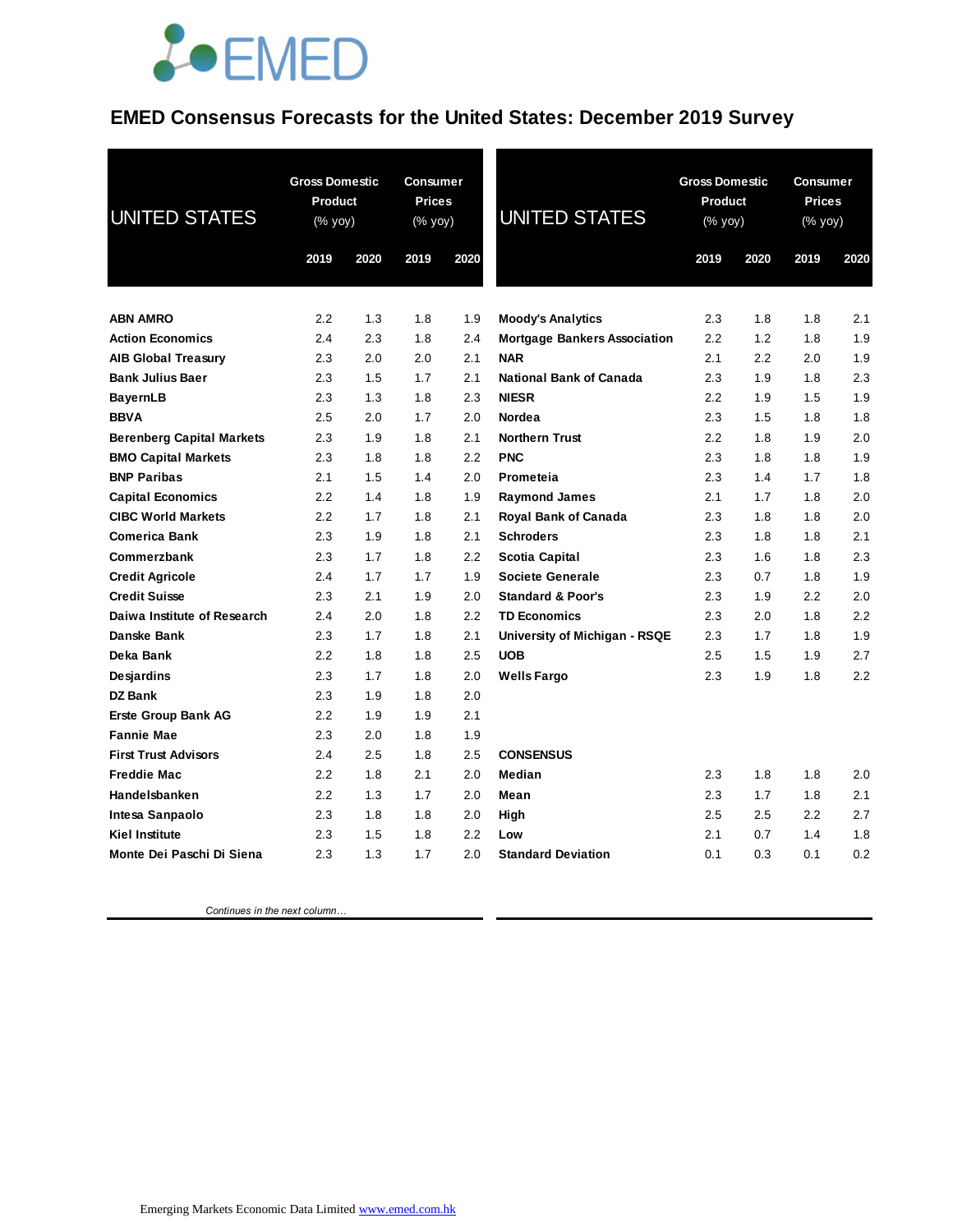# EMED Consensus Forecasts for the United States: December 2019 Survey

| UNITED STATES | Gross Domestic Product (% yoy) | | Consumer Prices (% yoy) | |
|---|---|---|---|---|
| | 2019 | 2020 | 2019 | 2020 |
| **ABN AMRO** | 2.2 | 1.3 | 1.8 | 1.9 |
| **Action Economics** | 2.4 | 2.3 | 1.8 | 2.4 |
| **AIB Global Treasury** | 2.3 | 2.0 | 2.0 | 2.1 |
| **Bank Julius Baer** | 2.3 | 1.5 | 1.7 | 2.1 |
| **BayernLB** | 2.3 | 1.3 | 1.8 | 2.3 |
| **BBVA** | 2.5 | 2.0 | 1.7 | 2.0 |
| **Berenberg Capital Markets** | 2.3 | 1.9 | 1.8 | 2.1 |
| **BMO Capital Markets** | 2.3 | 1.8 | 1.8 | 2.2 |
| **BNP Paribas** | 2.1 | 1.5 | 1.4 | 2.0 |
| **Capital Economics** | 2.2 | 1.4 | 1.8 | 1.9 |
| **CIBC World Markets** | 2.2 | 1.7 | 1.8 | 2.1 |
| **Comerica Bank** | 2.3 | 1.9 | 1.8 | 2.1 |
| **Commerzbank** | 2.3 | 1.7 | 1.8 | 2.2 |
| **Credit Agricole** | 2.4 | 1.7 | 1.7 | 1.9 |
| **Credit Suisse** | 2.3 | 2.1 | 1.9 | 2.0 |
| **Daiwa Institute of Research** | 2.4 | 2.0 | 1.8 | 2.2 |
| **Danske Bank** | 2.3 | 1.7 | 1.8 | 2.1 |
| **Deka Bank** | 2.2 | 1.8 | 1.8 | 2.5 |
| **Desjardins** | 2.3 | 1.7 | 1.8 | 2.0 |
| **DZ Bank** | 2.3 | 1.9 | 1.8 | 2.0 |
| **Erste Group Bank AG** | 2.2 | 1.9 | 1.9 | 2.1 |
| **Fannie Mae** | 2.3 | 2.0 | 1.8 | 1.9 |
| **First Trust Advisors** | 2.4 | 2.5 | 1.8 | 2.5 |
| **Freddie Mac** | 2.2 | 1.8 | 2.1 | 2.0 |
| **Handelsbanken** | 2.2 | 1.3 | 1.7 | 2.0 |
| **Intesa Sanpaolo** | 2.3 | 1.8 | 1.8 | 2.0 |
| **Kiel Institute** | 2.3 | 1.5 | 1.8 | 2.2 |
| **Monte Dei Paschi Di Siena** | 2.3 | 1.3 | 1.7 | 2.0 |

*Continues in the next column…*

| UNITED STATES | Gross Domestic Product (% yoy) | | Consumer Prices (% yoy) | |
|---|---|---|---|---|
| | 2019 | 2020 | 2019 | 2020 |
| **Moody's Analytics** | 2.3 | 1.8 | 1.8 | 2.1 |
| **Mortgage Bankers Association** | 2.2 | 1.2 | 1.8 | 1.9 |
| **NAR** | 2.1 | 2.2 | 2.0 | 1.9 |
| **National Bank of Canada** | 2.3 | 1.9 | 1.8 | 2.3 |
| **NIESR** | 2.2 | 1.9 | 1.5 | 1.9 |
| **Nordea** | 2.3 | 1.5 | 1.8 | 1.8 |
| **Northern Trust** | 2.2 | 1.8 | 1.9 | 2.0 |
| **PNC** | 2.3 | 1.8 | 1.8 | 1.9 |
| **Prometeia** | 2.3 | 1.4 | 1.7 | 1.8 |
| **Raymond James** | 2.1 | 1.7 | 1.8 | 2.0 |
| **Royal Bank of Canada** | 2.3 | 1.8 | 1.8 | 2.0 |
| **Schroders** | 2.3 | 1.8 | 1.8 | 2.1 |
| **Scotia Capital** | 2.3 | 1.6 | 1.8 | 2.3 |
| **Societe Generale** | 2.3 | 0.7 | 1.8 | 1.9 |
| **Standard & Poor's** | 2.3 | 1.9 | 2.2 | 2.0 |
| **TD Economics** | 2.3 | 2.0 | 1.8 | 2.2 |
| **University of Michigan - RSQE** | 2.3 | 1.7 | 1.8 | 1.9 |
| **UOB** | 2.5 | 1.5 | 1.9 | 2.7 |
| **Wells Fargo** | 2.3 | 1.9 | 1.8 | 2.2 |
| | | | | |
| **CONSENSUS** | | | | |
| **Median** | 2.3 | 1.8 | 1.8 | 2.0 |
| **Mean** | 2.3 | 1.7 | 1.8 | 2.1 |
| **High** | 2.5 | 2.5 | 2.2 | 2.7 |
| **Low** | 2.1 | 0.7 | 1.4 | 1.8 |
| **Standard Deviation** | 0.1 | 0.3 | 0.1 | 0.2 |

Emerging Markets Economic Data Limited www.emed.com.hk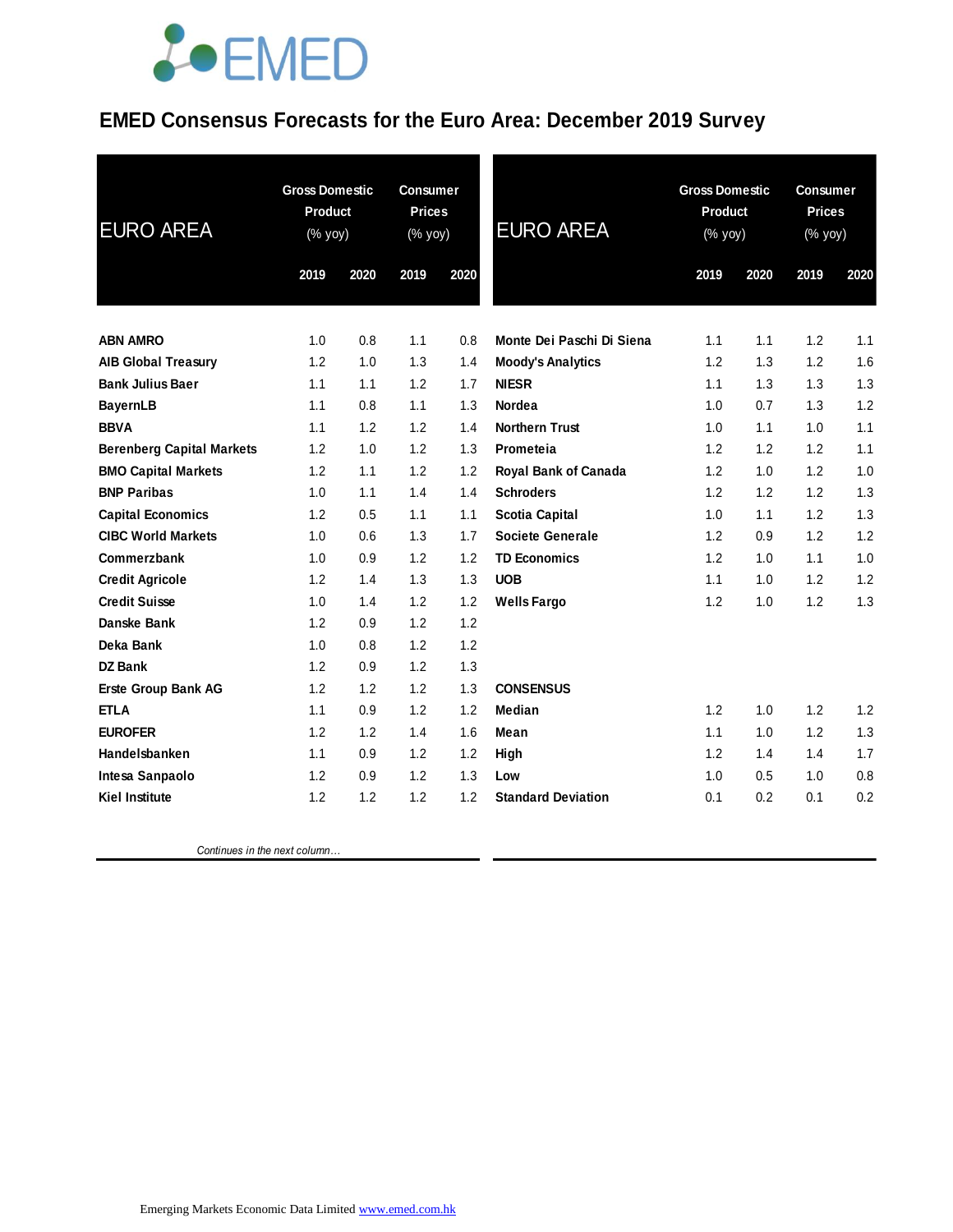# EMED Consensus Forecasts for the Euro Area: December 2019 Survey

| EURO AREA | Gross Domestic Product (% yoy) | | Consumer Prices (% yoy) | |
|---|---|---|---|---|
| | 2019 | 2020 | 2019 | 2020 |
| **ABN AMRO** | 1.0 | 0.8 | 1.1 | 0.8 |
| **AIB Global Treasury** | 1.2 | 1.0 | 1.3 | 1.4 |
| **Bank Julius Baer** | 1.1 | 1.1 | 1.2 | 1.7 |
| **BayernLB** | 1.1 | 0.8 | 1.1 | 1.3 |
| **BBVA** | 1.1 | 1.2 | 1.2 | 1.4 |
| **Berenberg Capital Markets** | 1.2 | 1.0 | 1.2 | 1.3 |
| **BMO Capital Markets** | 1.2 | 1.1 | 1.2 | 1.2 |
| **BNP Paribas** | 1.0 | 1.1 | 1.4 | 1.4 |
| **Capital Economics** | 1.2 | 0.5 | 1.1 | 1.1 |
| **CIBC World Markets** | 1.0 | 0.6 | 1.3 | 1.7 |
| **Commerzbank** | 1.0 | 0.9 | 1.2 | 1.2 |
| **Credit Agricole** | 1.2 | 1.4 | 1.3 | 1.3 |
| **Credit Suisse** | 1.0 | 1.4 | 1.2 | 1.2 |
| **Danske Bank** | 1.2 | 0.9 | 1.2 | 1.2 |
| **Deka Bank** | 1.0 | 0.8 | 1.2 | 1.2 |
| **DZ Bank** | 1.2 | 0.9 | 1.2 | 1.3 |
| **Erste Group Bank AG** | 1.2 | 1.2 | 1.2 | 1.3 |
| **ETLA** | 1.1 | 0.9 | 1.2 | 1.2 |
| **EUROFER** | 1.2 | 1.2 | 1.4 | 1.6 |
| **Handelsbanken** | 1.1 | 0.9 | 1.2 | 1.2 |
| **Intesa Sanpaolo** | 1.2 | 0.9 | 1.2 | 1.3 |
| **Kiel Institute** | 1.2 | 1.2 | 1.2 | 1.2 |
| **Monte Dei Paschi Di Siena** | 1.1 | 1.1 | 1.2 | 1.1 |
| **Moody's Analytics** | 1.2 | 1.3 | 1.2 | 1.6 |
| **NIESR** | 1.1 | 1.3 | 1.3 | 1.3 |
| **Nordea** | 1.0 | 0.7 | 1.3 | 1.2 |
| **Northern Trust** | 1.0 | 1.1 | 1.0 | 1.1 |
| **Prometeia** | 1.2 | 1.2 | 1.2 | 1.1 |
| **Royal Bank of Canada** | 1.2 | 1.0 | 1.2 | 1.0 |
| **Schroders** | 1.2 | 1.2 | 1.2 | 1.3 |
| **Scotia Capital** | 1.0 | 1.1 | 1.2 | 1.3 |
| **Societe Generale** | 1.2 | 0.9 | 1.2 | 1.2 |
| **TD Economics** | 1.2 | 1.0 | 1.1 | 1.0 |
| **UOB** | 1.1 | 1.0 | 1.2 | 1.2 |
| **Wells Fargo** | 1.2 | 1.0 | 1.2 | 1.3 |
| **CONSENSUS** | | | | |
| **Median** | 1.2 | 1.0 | 1.2 | 1.2 |
| **Mean** | 1.1 | 1.0 | 1.2 | 1.3 |
| **High** | 1.2 | 1.4 | 1.4 | 1.7 |
| **Low** | 1.0 | 0.5 | 1.0 | 0.8 |
| **Standard Deviation** | 0.1 | 0.2 | 0.1 | 0.2 |

*Continues in the next column…*

Emerging Markets Economic Data Limited www.emed.com.hk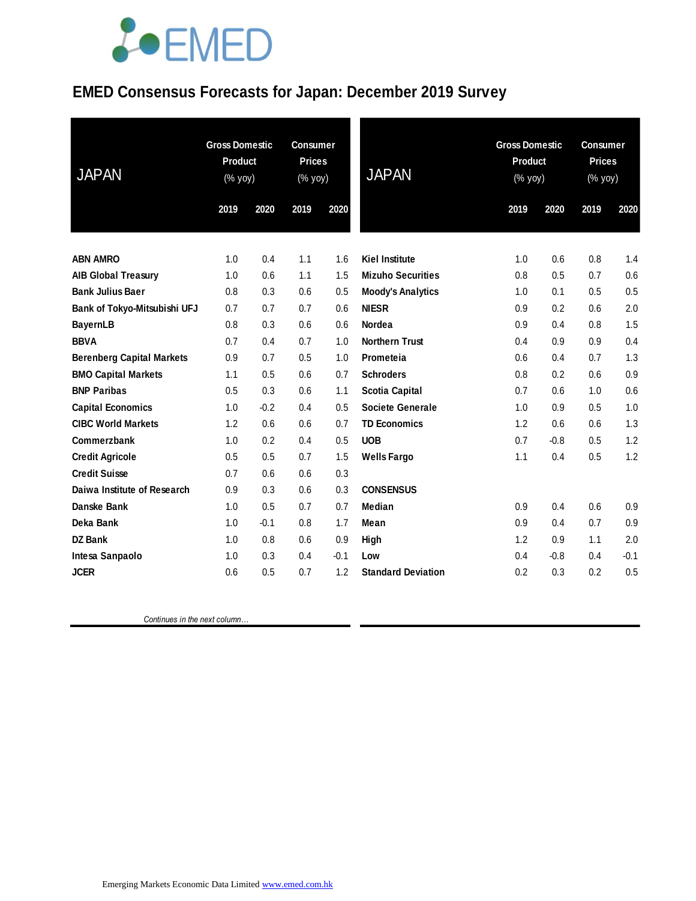# EMED Consensus Forecasts for Japan: December 2019 Survey

| JAPAN | Gross Domestic Product (% yoy) | | Consumer Prices (% yoy) | |
|---|---|---|---|---|
| | 2019 | 2020 | 2019 | 2020 |
| ABN AMRO | 1.0 | 0.4 | 1.1 | 1.6 |
| AIB Global Treasury | 1.0 | 0.6 | 1.1 | 1.5 |
| Bank Julius Baer | 0.8 | 0.3 | 0.6 | 0.5 |
| Bank of Tokyo-Mitsubishi UFJ | 0.7 | 0.7 | 0.7 | 0.6 |
| BayernLB | 0.8 | 0.3 | 0.6 | 0.6 |
| BBVA | 0.7 | 0.4 | 0.7 | 1.0 |
| Berenberg Capital Markets | 0.9 | 0.7 | 0.5 | 1.0 |
| BMO Capital Markets | 1.1 | 0.5 | 0.6 | 0.7 |
| BNP Paribas | 0.5 | 0.3 | 0.6 | 1.1 |
| Capital Economics | 1.0 | -0.2 | 0.4 | 0.5 |
| CIBC World Markets | 1.2 | 0.6 | 0.6 | 0.7 |
| Commerzbank | 1.0 | 0.2 | 0.4 | 0.5 |
| Credit Agricole | 0.5 | 0.5 | 0.7 | 1.5 |
| Credit Suisse | 0.7 | 0.6 | 0.6 | 0.3 |
| Daiwa Institute of Research | 0.9 | 0.3 | 0.6 | 0.3 |
| Danske Bank | 1.0 | 0.5 | 0.7 | 0.7 |
| Deka Bank | 1.0 | -0.1 | 0.8 | 1.7 |
| DZ Bank | 1.0 | 0.8 | 0.6 | 0.9 |
| Intesa Sanpaolo | 1.0 | 0.3 | 0.4 | -0.1 |
| JCER | 0.6 | 0.5 | 0.7 | 1.2 |
| Kiel Institute | 1.0 | 0.6 | 0.8 | 1.4 |
| Mizuho Securities | 0.8 | 0.5 | 0.7 | 0.6 |
| Moody's Analytics | 1.0 | 0.1 | 0.5 | 0.5 |
| NIESR | 0.9 | 0.2 | 0.6 | 2.0 |
| Nordea | 0.9 | 0.4 | 0.8 | 1.5 |
| Northern Trust | 0.4 | 0.9 | 0.9 | 0.4 |
| Prometeia | 0.6 | 0.4 | 0.7 | 1.3 |
| Schroders | 0.8 | 0.2 | 0.6 | 0.9 |
| Scotia Capital | 0.7 | 0.6 | 1.0 | 0.6 |
| Societe Generale | 1.0 | 0.9 | 0.5 | 1.0 |
| TD Economics | 1.2 | 0.6 | 0.6 | 1.3 |
| UOB | 0.7 | -0.8 | 0.5 | 1.2 |
| Wells Fargo | 1.1 | 0.4 | 0.5 | 1.2 |
| **CONSENSUS** | | | | |
| Median | 0.9 | 0.4 | 0.6 | 0.9 |
| Mean | 0.9 | 0.4 | 0.7 | 0.9 |
| High | 1.2 | 0.9 | 1.1 | 2.0 |
| Low | 0.4 | -0.8 | 0.4 | -0.1 |
| Standard Deviation | 0.2 | 0.3 | 0.2 | 0.5 |

Emerging Markets Economic Data Limited www.emed.com.hk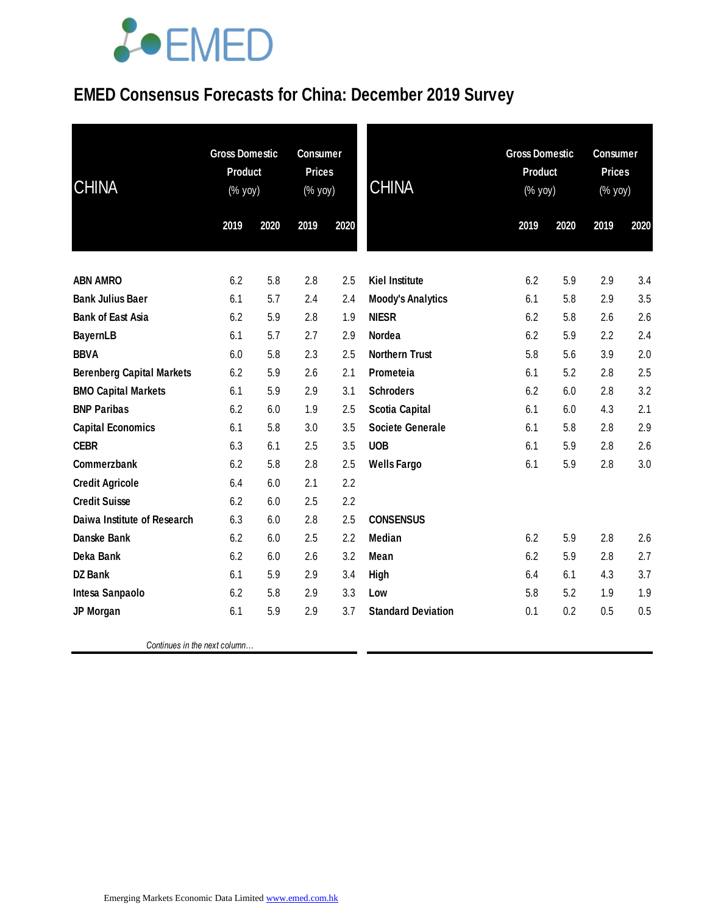# EMED Consensus Forecasts for China: December 2019 Survey

| CHINA | Gross Domestic Product (% yoy) | | Consumer Prices (% yoy) | |
|---|---|---|---|---|
| | 2019 | 2020 | 2019 | 2020 |
| ABN AMRO | 6.2 | 5.8 | 2.8 | 2.5 |
| Bank Julius Baer | 6.1 | 5.7 | 2.4 | 2.4 |
| Bank of East Asia | 6.2 | 5.9 | 2.8 | 1.9 |
| BayernLB | 6.1 | 5.7 | 2.7 | 2.9 |
| BBVA | 6.0 | 5.8 | 2.3 | 2.5 |
| Berenberg Capital Markets | 6.2 | 5.9 | 2.6 | 2.1 |
| BMO Capital Markets | 6.1 | 5.9 | 2.9 | 3.1 |
| BNP Paribas | 6.2 | 6.0 | 1.9 | 2.5 |
| Capital Economics | 6.1 | 5.8 | 3.0 | 3.5 |
| CEBR | 6.3 | 6.1 | 2.5 | 3.5 |
| Commerzbank | 6.2 | 5.8 | 2.8 | 2.5 |
| Credit Agricole | 6.4 | 6.0 | 2.1 | 2.2 |
| Credit Suisse | 6.2 | 6.0 | 2.5 | 2.2 |
| Daiwa Institute of Research | 6.3 | 6.0 | 2.8 | 2.5 |
| Danske Bank | 6.2 | 6.0 | 2.5 | 2.2 |
| Deka Bank | 6.2 | 6.0 | 2.6 | 3.2 |
| DZ Bank | 6.1 | 5.9 | 2.9 | 3.4 |
| Intesa Sanpaolo | 6.2 | 5.8 | 2.9 | 3.3 |
| JP Morgan | 6.1 | 5.9 | 2.9 | 3.7 |
| Kiel Institute | 6.2 | 5.9 | 2.9 | 3.4 |
| Moody's Analytics | 6.1 | 5.8 | 2.9 | 3.5 |
| NIESR | 6.2 | 5.8 | 2.6 | 2.6 |
| Nordea | 6.2 | 5.9 | 2.2 | 2.4 |
| Northern Trust | 5.8 | 5.6 | 3.9 | 2.0 |
| Prometeia | 6.1 | 5.2 | 2.8 | 2.5 |
| Schroders | 6.2 | 6.0 | 2.8 | 3.2 |
| Scotia Capital | 6.1 | 6.0 | 4.3 | 2.1 |
| Societe Generale | 6.1 | 5.8 | 2.8 | 2.9 |
| UOB | 6.1 | 5.9 | 2.8 | 2.6 |
| Wells Fargo | 6.1 | 5.9 | 2.8 | 3.0 |
| **CONSENSUS** | | | | |
| Median | 6.2 | 5.9 | 2.8 | 2.6 |
| Mean | 6.2 | 5.9 | 2.8 | 2.7 |
| High | 6.4 | 6.1 | 4.3 | 3.7 |
| Low | 5.8 | 5.2 | 1.9 | 1.9 |
| Standard Deviation | 0.1 | 0.2 | 0.5 | 0.5 |

*Continues in the next column…*

Emerging Markets Economic Data Limited www.emed.com.hk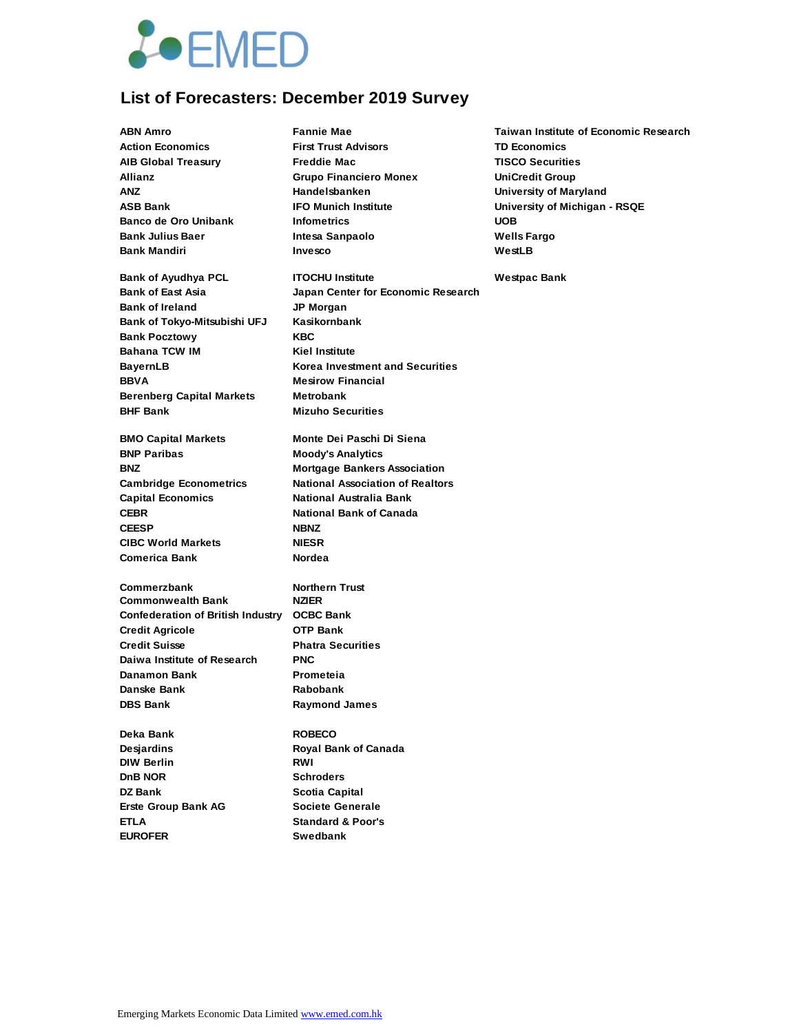# List of Forecasters: December 2019 Survey

- ABN Amro
- Action Economics
- AIB Global Treasury
- Allianz
- ANZ
- ASB Bank
- Banco de Oro Unibank
- Bank Julius Baer
- Bank Mandiri
- Bank of Ayudhya PCL
- Bank of East Asia
- Bank of Ireland
- Bank of Tokyo-Mitsubishi UFJ
- Bank Pocztowy
- Bahana TCW IM
- BayernLB
- BBVA
- Berenberg Capital Markets
- BHF Bank
- BMO Capital Markets
- BNP Paribas
- BNZ
- Cambridge Econometrics
- Capital Economics
- CEBR
- CEESP
- CIBC World Markets
- Comerica Bank
- Commerzbank
- Commonwealth Bank
- Confederation of British Industry
- Credit Agricole
- Credit Suisse
- Daiwa Institute of Research
- Danamon Bank
- Danske Bank
- DBS Bank
- Deka Bank
- Desjardins
- DIW Berlin
- DnB NOR
- DZ Bank
- Erste Group Bank AG
- ETLA
- EUROFER
- Fannie Mae
- First Trust Advisors
- Freddie Mac
- Grupo Financiero Monex
- Handelsbanken
- IFO Munich Institute
- Infometrics
- Intesa Sanpaolo
- Invesco
- ITOCHU Institute
- Japan Center for Economic Research
- JP Morgan
- Kasikornbank
- KBC
- Kiel Institute
- Korea Investment and Securities
- Mesirow Financial
- Metrobank
- Mizuho Securities
- Monte Dei Paschi Di Siena
- Moody's Analytics
- Mortgage Bankers Association
- National Association of Realtors
- National Australia Bank
- National Bank of Canada
- NBNZ
- NIESR
- Nordea
- Northern Trust
- NZIER
- OCBC Bank
- OTP Bank
- Phatra Securities
- PNC
- Prometeia
- Rabobank
- Raymond James
- ROBECO
- Royal Bank of Canada
- RWI
- Schroders
- Scotia Capital
- Societe Generale
- Standard & Poor's
- Swedbank
- Taiwan Institute of Economic Research
- TD Economics
- TISCO Securities
- UniCredit Group
- University of Maryland
- University of Michigan - RSQE
- UOB
- Wells Fargo
- WestLB
- Westpac Bank

Emerging Markets Economic Data Limited www.emed.com.hk